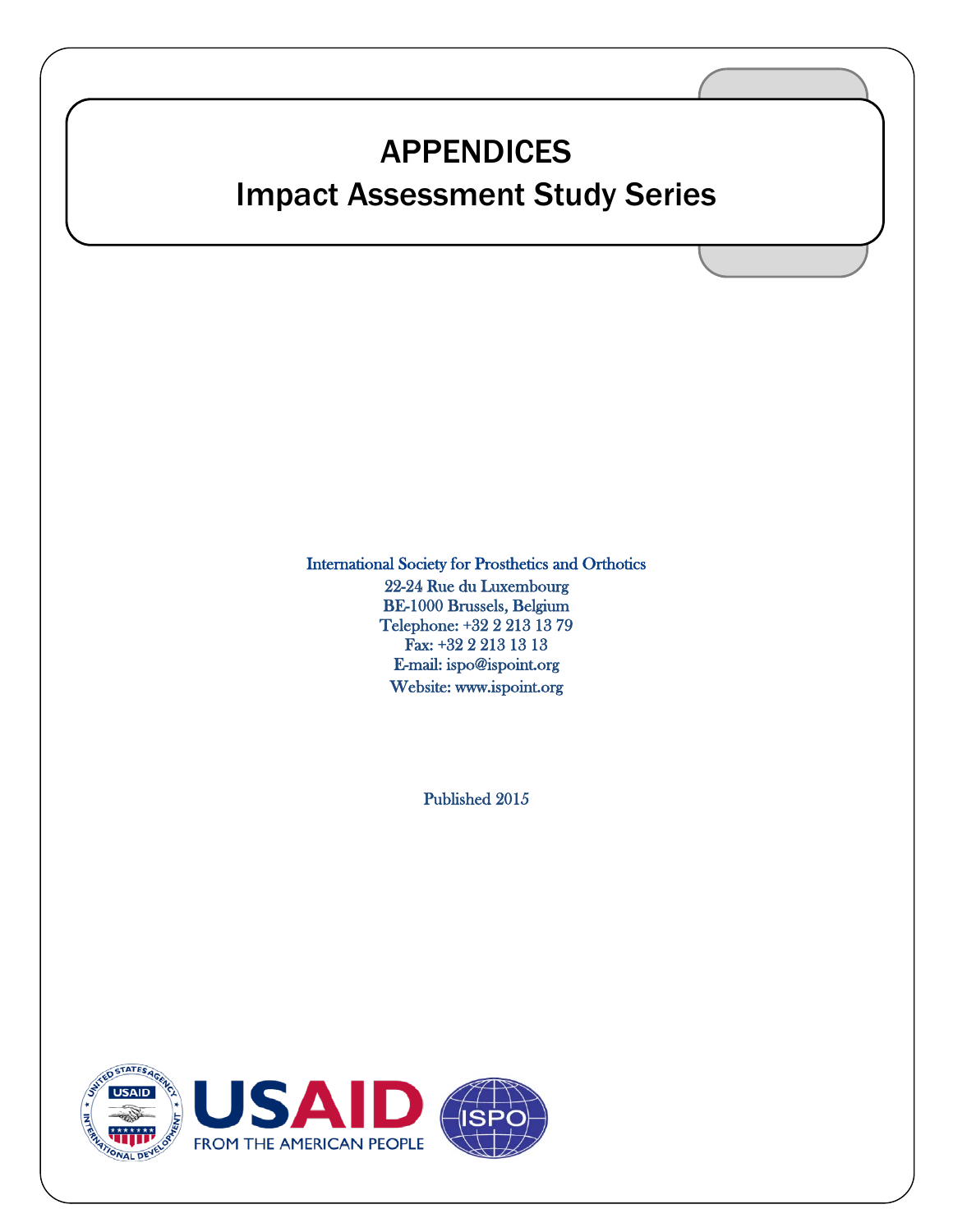# APPENDICES
## Impact Assessment Study Series

International Society for Prosthetics and Orthotics
22-24 Rue du Luxembourg
BE-1000 Brussels, Belgium
Telephone: +32 2 213 13 79
Fax: +32 2 213 13 13
E-mail: ispo@ispoint.org
Website: www.ispoint.org

Published 2015

USAID
FROM THE AMERICAN PEOPLE

ISPO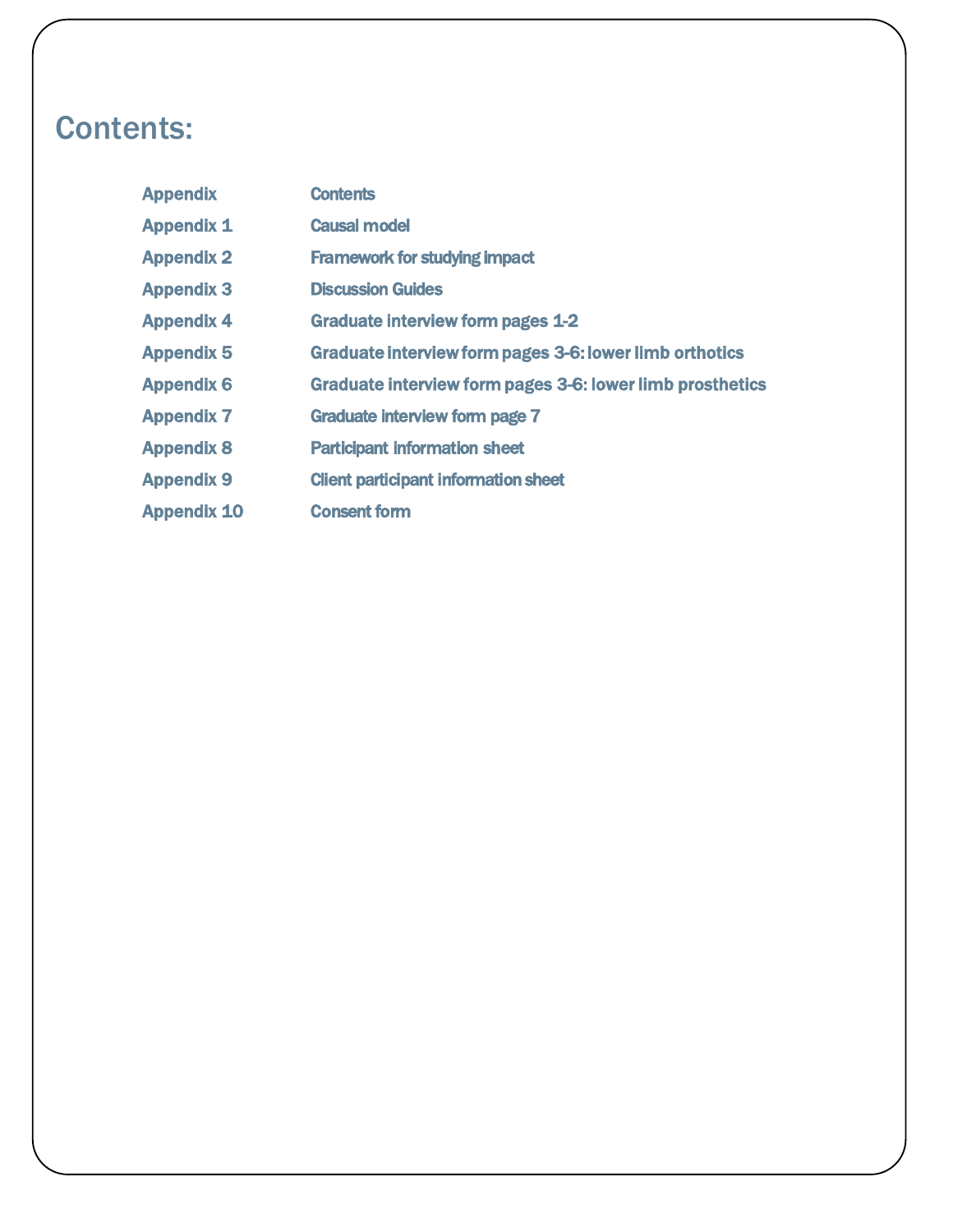# Contents:

| Appendix | Contents |
|---|---|
| Appendix 1 | Causal model |
| Appendix 2 | Framework for studying impact |
| Appendix 3 | Discussion Guides |
| Appendix 4 | Graduate interview form pages 1-2 |
| Appendix 5 | Graduate interview form pages 3-6: lower limb orthotics |
| Appendix 6 | Graduate interview form pages 3-6: lower limb prosthetics |
| Appendix 7 | Graduate interview form page 7 |
| Appendix 8 | Participant information sheet |
| Appendix 9 | Client participant information sheet |
| Appendix 10 | Consent form |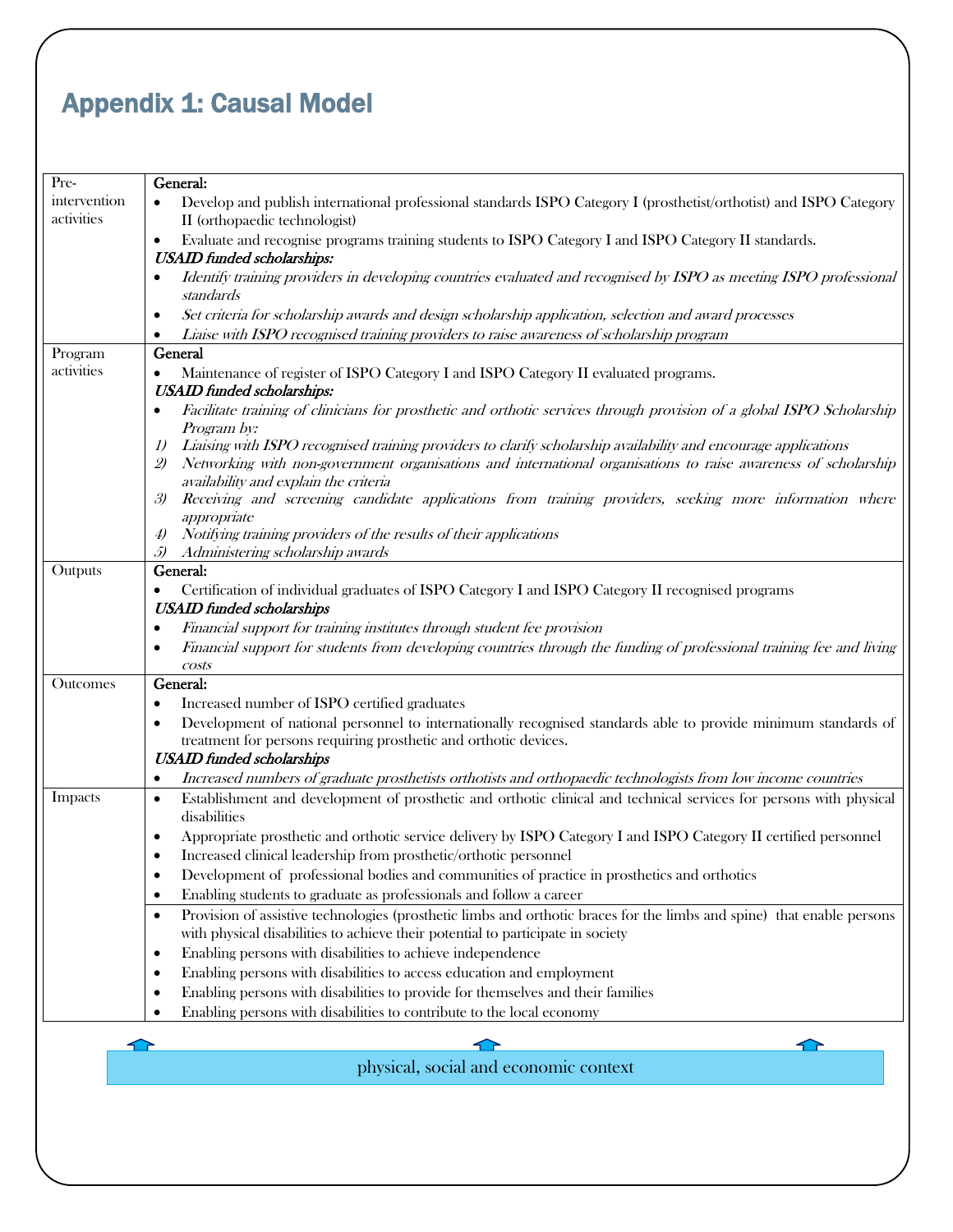# Appendix 1: Causal Model

| | |
|---|---|
| Pre-intervention activities | General:<br>• Develop and publish international professional standards ISPO Category I (prosthetist/orthotist) and ISPO Category II (orthopaedic technologist)<br>• Evaluate and recognise programs training students to ISPO Category I and ISPO Category II standards.<br>*USAID funded scholarships:*<br>• *Identify training providers in developing countries evaluated and recognised by ISPO as meeting ISPO professional standards*<br>• *Set criteria for scholarship awards and design scholarship application, selection and award processes*<br>• *Liaise with ISPO recognised training providers to raise awareness of scholarship program* |
| Program activities | General<br>• Maintenance of register of ISPO Category I and ISPO Category II evaluated programs.<br>*USAID funded scholarships:*<br>• *Facilitate training of clinicians for prosthetic and orthotic services through provision of a global ISPO Scholarship Program by:*<br>*1) Liaising with ISPO recognised training providers to clarify scholarship availability and encourage applications*<br>*2) Networking with non-government organisations and international organisations to raise awareness of scholarship availability and explain the criteria*<br>*3) Receiving and screening candidate applications from training providers, seeking more information where appropriate*<br>*4) Notifying training providers of the results of their applications*<br>*5) Administering scholarship awards* |
| Outputs | General:<br>• Certification of individual graduates of ISPO Category I and ISPO Category II recognised programs<br>*USAID funded scholarships*<br>• *Financial support for training institutes through student fee provision*<br>• *Financial support for students from developing countries through the funding of professional training fee and living costs* |
| Outcomes | General:<br>• Increased number of ISPO certified graduates<br>• Development of national personnel to internationally recognised standards able to provide minimum standards of treatment for persons requiring prosthetic and orthotic devices.<br>*USAID funded scholarships*<br>• *Increased numbers of graduate prosthetists orthotists and orthopaedic technologists from low income countries* |
| Impacts | • Establishment and development of prosthetic and orthotic clinical and technical services for persons with physical disabilities<br>• Appropriate prosthetic and orthotic service delivery by ISPO Category I and ISPO Category II certified personnel<br>• Increased clinical leadership from prosthetic/orthotic personnel<br>• Development of professional bodies and communities of practice in prosthetics and orthotics<br>• Enabling students to graduate as professionals and follow a career |
| | • Provision of assistive technologies (prosthetic limbs and orthotic braces for the limbs and spine) that enable persons with physical disabilities to achieve their potential to participate in society<br>• Enabling persons with disabilities to achieve independence<br>• Enabling persons with disabilities to access education and employment<br>• Enabling persons with disabilities to provide for themselves and their families<br>• Enabling persons with disabilities to contribute to the local economy |

physical, social and economic context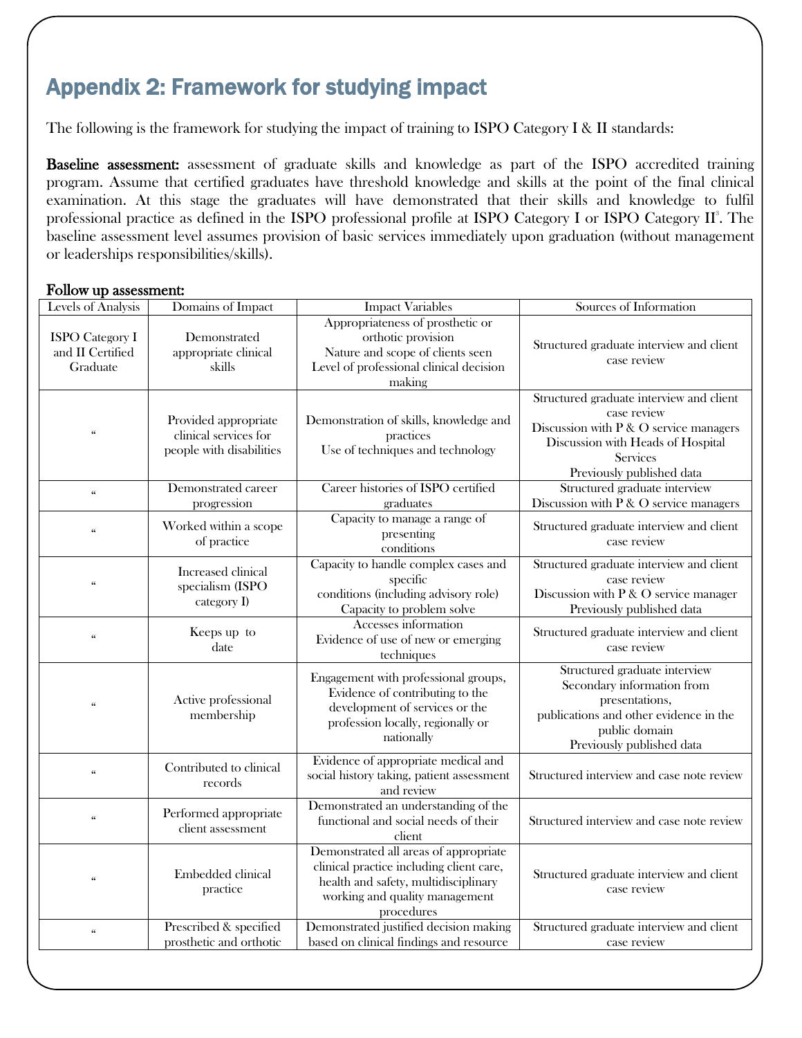## Appendix 2: Framework for studying impact

The following is the framework for studying the impact of training to ISPO Category I & II standards:

**Baseline assessment:** assessment of graduate skills and knowledge as part of the ISPO accredited training program. Assume that certified graduates have threshold knowledge and skills at the point of the final clinical examination. At this stage the graduates will have demonstrated that their skills and knowledge to fulfil professional practice as defined in the ISPO professional profile at ISPO Category I or ISPO Category II[3]. The baseline assessment level assumes provision of basic services immediately upon graduation (without management or leaderships responsibilities/skills).

**Follow up assessment:**

| Levels of Analysis | Domains of Impact | Impact Variables | Sources of Information |
|---|---|---|---|
| ISPO Category I and II Certified Graduate | Demonstrated appropriate clinical skills | Appropriateness of prosthetic or orthotic provision<br>Nature and scope of clients seen<br>Level of professional clinical decision making | Structured graduate interview and client case review |
| " | Provided appropriate clinical services for people with disabilities | Demonstration of skills, knowledge and practices<br>Use of techniques and technology | Structured graduate interview and client case review<br>Discussion with P & O service managers<br>Discussion with Heads of Hospital Services<br>Previously published data |
| " | Demonstrated career progression | Career histories of ISPO certified graduates | Structured graduate interview<br>Discussion with P & O service managers |
| " | Worked within a scope of practice | Capacity to manage a range of presenting conditions | Structured graduate interview and client case review |
| " | Increased clinical specialism (ISPO category I) | Capacity to handle complex cases and specific conditions (including advisory role)<br>Capacity to problem solve | Structured graduate interview and client case review<br>Discussion with P & O service manager<br>Previously published data |
| " | Keeps up to date | Accesses information<br>Evidence of use of new or emerging techniques | Structured graduate interview and client case review |
| " | Active professional membership | Engagement with professional groups, Evidence of contributing to the development of services or the profession locally, regionally or nationally | Structured graduate interview<br>Secondary information from presentations,<br>publications and other evidence in the public domain<br>Previously published data |
| " | Contributed to clinical records | Evidence of appropriate medical and social history taking, patient assessment and review | Structured interview and case note review |
| " | Performed appropriate client assessment | Demonstrated an understanding of the functional and social needs of their client | Structured interview and case note review |
| " | Embedded clinical practice | Demonstrated all areas of appropriate clinical practice including client care, health and safety, multidisciplinary working and quality management procedures | Structured graduate interview and client case review |
| " | Prescribed & specified prosthetic and orthotic | Demonstrated justified decision making based on clinical findings and resource | Structured graduate interview and client case review |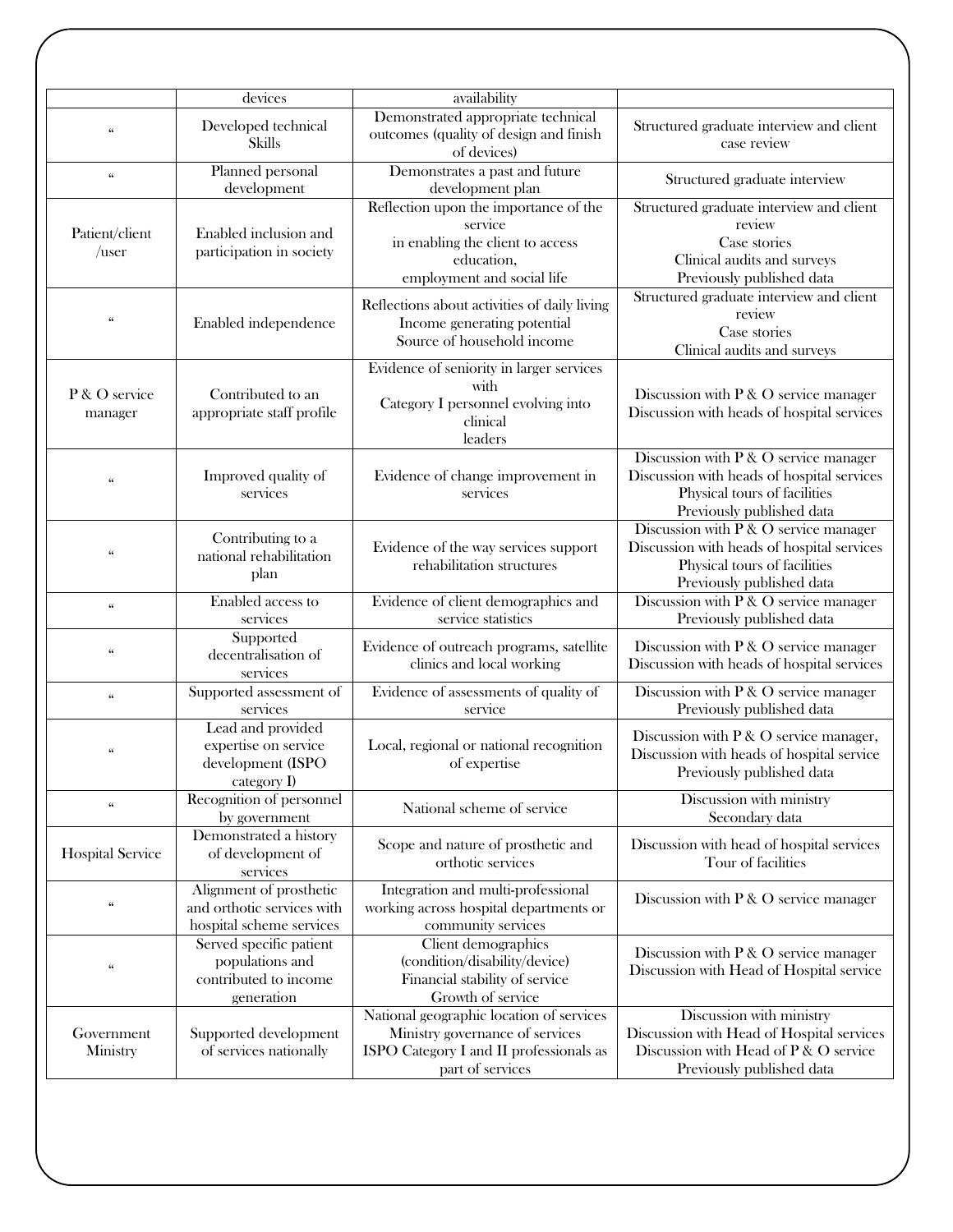|  | devices | availability |  |
|---|---|---|---|
| " | Developed technical Skills | Demonstrated appropriate technical outcomes (quality of design and finish of devices) | Structured graduate interview and client case review |
| " | Planned personal development | Demonstrates a past and future development plan | Structured graduate interview |
| Patient/client /user | Enabled inclusion and participation in society | Reflection upon the importance of the service in enabling the client to access education, employment and social life | Structured graduate interview and client review<br>Case stories<br>Clinical audits and surveys<br>Previously published data |
| " | Enabled independence | Reflections about activities of daily living<br>Income generating potential<br>Source of household income | Structured graduate interview and client review<br>Case stories<br>Clinical audits and surveys |
| P & O service manager | Contributed to an appropriate staff profile | Evidence of seniority in larger services with Category I personnel evolving into clinical leaders | Discussion with P & O service manager<br>Discussion with heads of hospital services |
| " | Improved quality of services | Evidence of change improvement in services | Discussion with P & O service manager<br>Discussion with heads of hospital services<br>Physical tours of facilities<br>Previously published data |
| " | Contributing to a national rehabilitation plan | Evidence of the way services support rehabilitation structures | Discussion with P & O service manager<br>Discussion with heads of hospital services<br>Physical tours of facilities<br>Previously published data |
| " | Enabled access to services | Evidence of client demographics and service statistics | Discussion with P & O service manager<br>Previously published data |
| " | Supported decentralisation of services | Evidence of outreach programs, satellite clinics and local working | Discussion with P & O service manager<br>Discussion with heads of hospital services |
| " | Supported assessment of services | Evidence of assessments of quality of service | Discussion with P & O service manager<br>Previously published data |
| " | Lead and provided expertise on service development (ISPO category I) | Local, regional or national recognition of expertise | Discussion with P & O service manager,<br>Discussion with heads of hospital service<br>Previously published data |
| " | Recognition of personnel by government | National scheme of service | Discussion with ministry<br>Secondary data |
| Hospital Service | Demonstrated a history of development of services | Scope and nature of prosthetic and orthotic services | Discussion with head of hospital services<br>Tour of facilities |
| " | Alignment of prosthetic and orthotic services with hospital scheme services | Integration and multi-professional working across hospital departments or community services | Discussion with P & O service manager |
| " | Served specific patient populations and contributed to income generation | Client demographics (condition/disability/device)<br>Financial stability of service<br>Growth of service | Discussion with P & O service manager<br>Discussion with Head of Hospital service |
| Government Ministry | Supported development of services nationally | National geographic location of services<br>Ministry governance of services<br>ISPO Category I and II professionals as part of services | Discussion with ministry<br>Discussion with Head of Hospital services<br>Discussion with Head of P & O service<br>Previously published data |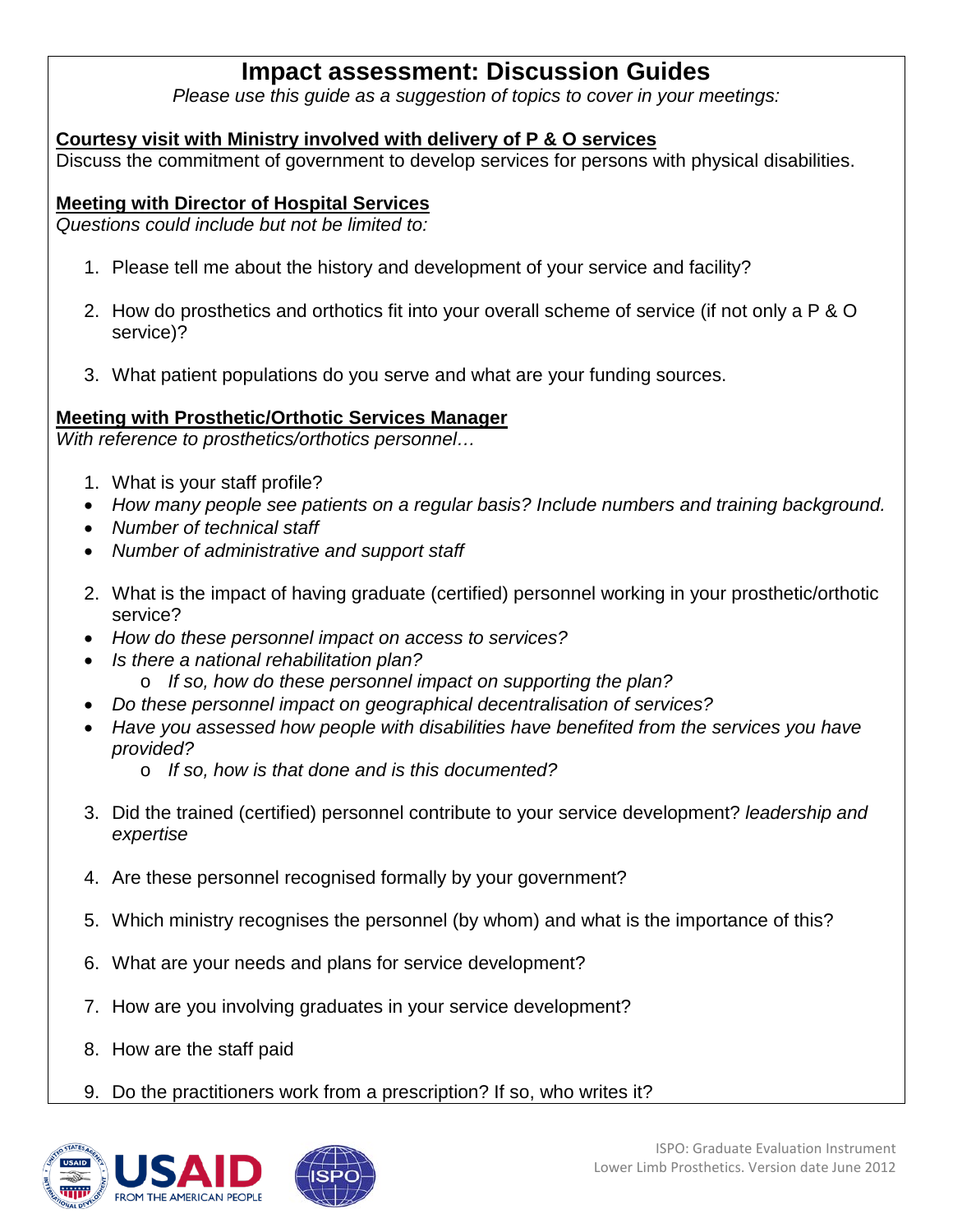# Impact assessment: Discussion Guides

*Please use this guide as a suggestion of topics to cover in your meetings:*

**Courtesy visit with Ministry involved with delivery of P & O services**

Discuss the commitment of government to develop services for persons with physical disabilities.

**Meeting with Director of Hospital Services**

*Questions could include but not be limited to:*

1. Please tell me about the history and development of your service and facility?
2. How do prosthetics and orthotics fit into your overall scheme of service (if not only a P & O service)?
3. What patient populations do you serve and what are your funding sources.

**Meeting with Prosthetic/Orthotic Services Manager**

*With reference to prosthetics/orthotics personnel…*

1. What is your staff profile?
   - *How many people see patients on a regular basis? Include numbers and training background.*
   - *Number of technical staff*
   - *Number of administrative and support staff*
2. What is the impact of having graduate (certified) personnel working in your prosthetic/orthotic service?
   - *How do these personnel impact on access to services?*
   - *Is there a national rehabilitation plan?*
     - *If so, how do these personnel impact on supporting the plan?*
   - *Do these personnel impact on geographical decentralisation of services?*
   - *Have you assessed how people with disabilities have benefited from the services you have provided?*
     - *If so, how is that done and is this documented?*
3. Did the trained (certified) personnel contribute to your service development? *leadership and expertise*
4. Are these personnel recognised formally by your government?
5. Which ministry recognises the personnel (by whom) and what is the importance of this?
6. What are your needs and plans for service development?
7. How are you involving graduates in your service development?
8. How are the staff paid
9. Do the practitioners work from a prescription? If so, who writes it?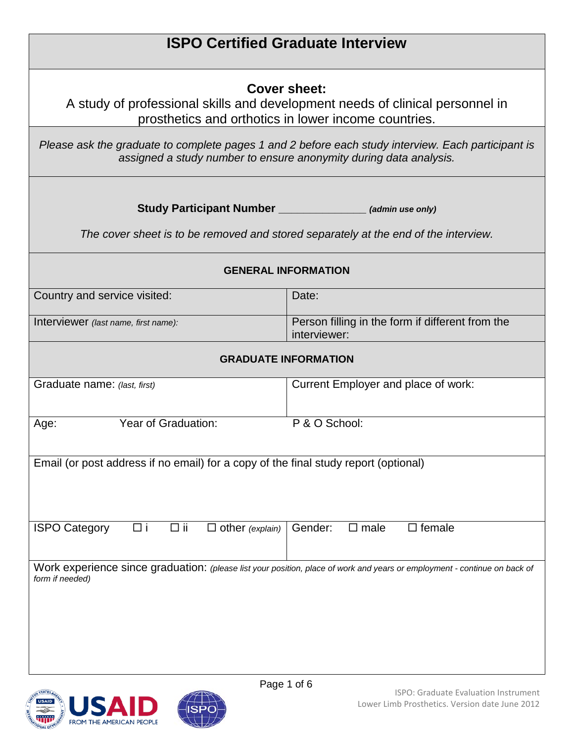# ISPO Certified Graduate Interview

## Cover sheet:

A study of professional skills and development needs of clinical personnel in prosthetics and orthotics in lower income countries.

*Please ask the graduate to complete pages 1 and 2 before each study interview. Each participant is assigned a study number to ensure anonymity during data analysis.*

**Study Participant Number** _______________ ***(admin use only)***

*The cover sheet is to be removed and stored separately at the end of the interview.*

### GENERAL INFORMATION

| Country and service visited: | Date: |
|---|---|
| Interviewer *(last name, first name)*: | Person filling in the form if different from the interviewer: |

### GRADUATE INFORMATION

| Graduate name: *(last, first)* | Current Employer and place of work: |
|---|---|
| Age: Year of Graduation: | P & O School: |

Email (or post address if no email) for a copy of the final study report (optional)

| ISPO Category ☐ i ☐ ii ☐ other *(explain)* | Gender: ☐ male ☐ female |
|---|---|

Work experience since graduation: *(please list your position, place of work and years or employment - continue on back of form if needed)*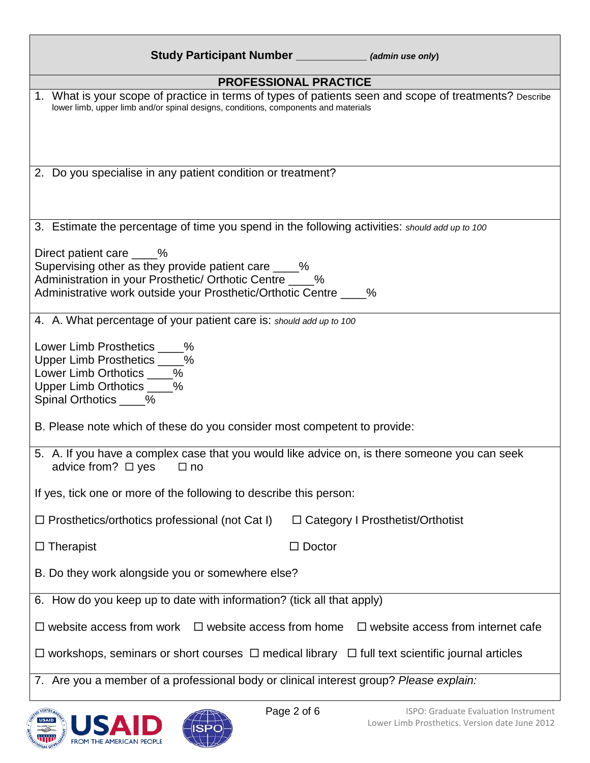**Study Participant Number ____________ *(admin use only)***

## PROFESSIONAL PRACTICE

1. What is your scope of practice in terms of types of patients seen and scope of treatments? Describe lower limb, upper limb and/or spinal designs, conditions, components and materials

2. Do you specialise in any patient condition or treatment?

3. Estimate the percentage of time you spend in the following activities: *should add up to 100*

Direct patient care ____%
Supervising other as they provide patient care ____%
Administration in your Prosthetic/ Orthotic Centre ____%
Administrative work outside your Prosthetic/Orthotic Centre ____%

4. A. What percentage of your patient care is: *should add up to 100*

Lower Limb Prosthetics ____%
Upper Limb Prosthetics ____%
Lower Limb Orthotics ____%
Upper Limb Orthotics ____%
Spinal Orthotics ____%

B. Please note which of these do you consider most competent to provide:

5. A. If you have a complex case that you would like advice on, is there someone you can seek advice from? ☐ yes ☐ no

If yes, tick one or more of the following to describe this person:

☐ Prosthetics/orthotics professional (not Cat I) ☐ Category I Prosthetist/Orthotist

☐ Therapist ☐ Doctor

B. Do they work alongside you or somewhere else?

6. How do you keep up to date with information? (tick all that apply)

☐ website access from work ☐ website access from home ☐ website access from internet cafe

☐ workshops, seminars or short courses ☐ medical library ☐ full text scientific journal articles

7. Are you a member of a professional body or clinical interest group? *Please explain:*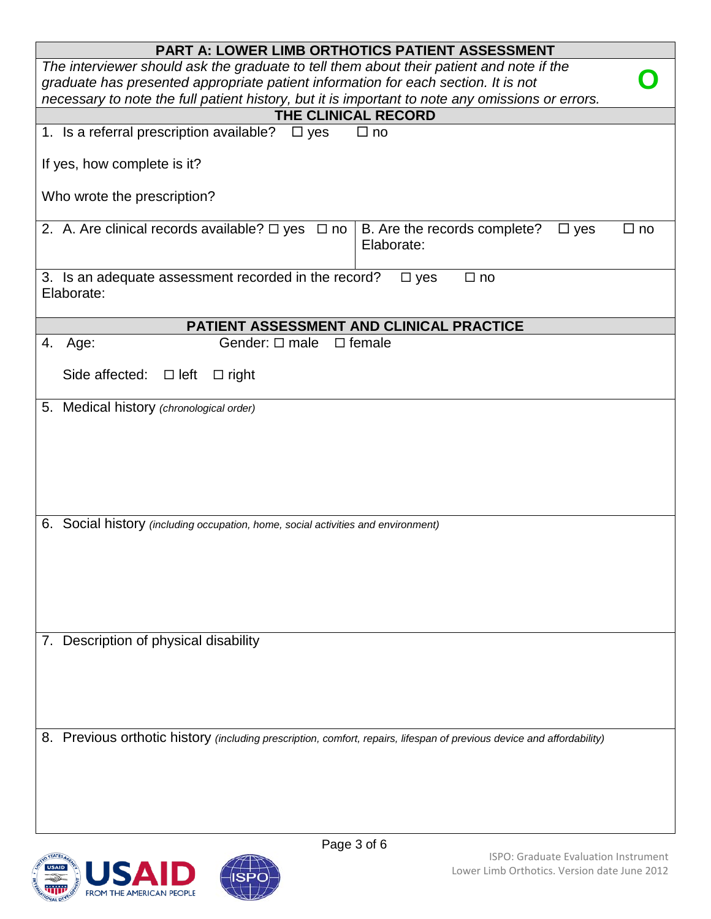## PART A: LOWER LIMB ORTHOTICS PATIENT ASSESSMENT

*The interviewer should ask the graduate to tell them about their patient and note if the graduate has presented appropriate patient information for each section. It is not necessary to note the full patient history, but it is important to note any omissions or errors.*

**O**

### THE CLINICAL RECORD

1. Is a referral prescription available? ☐ yes ☐ no

   If yes, how complete is it?

   Who wrote the prescription?

2. A. Are clinical records available? ☐ yes ☐ no

   B. Are the records complete? ☐ yes ☐ no
   Elaborate:

3. Is an adequate assessment recorded in the record? ☐ yes ☐ no
   Elaborate:

### PATIENT ASSESSMENT AND CLINICAL PRACTICE

4. Age: Gender: ☐ male ☐ female

   Side affected: ☐ left ☐ right

5. Medical history *(chronological order)*

6. Social history *(including occupation, home, social activities and environment)*

7. Description of physical disability

8. Previous orthotic history *(including prescription, comfort, repairs, lifespan of previous device and affordability)*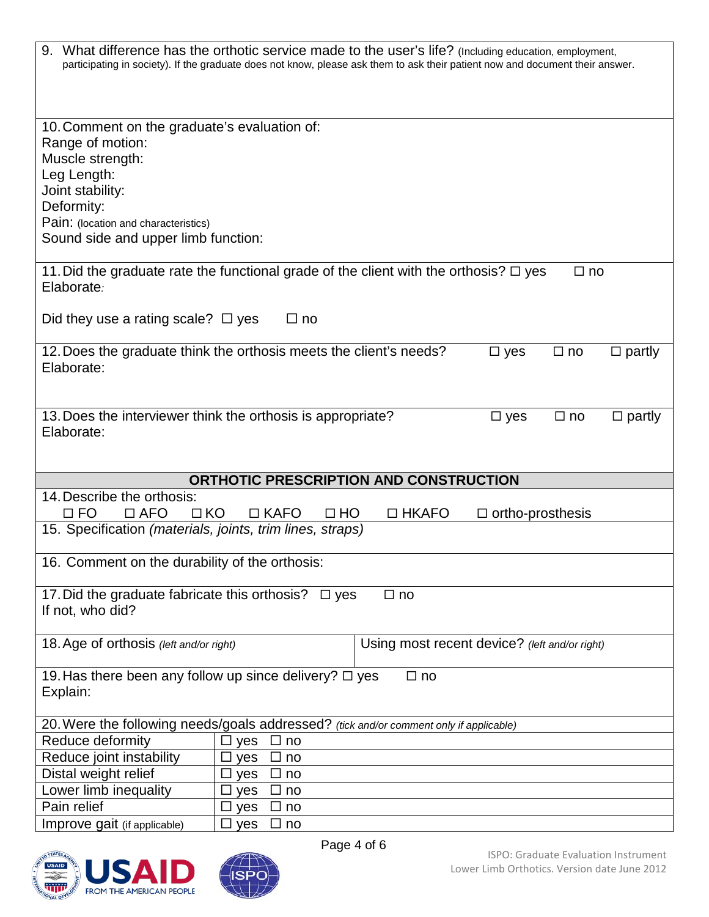9. What difference has the orthotic service made to the user's life? (Including education, employment, participating in society). If the graduate does not know, please ask them to ask their patient now and document their answer.

10. Comment on the graduate's evaluation of:
Range of motion:
Muscle strength:
Leg Length:
Joint stability:
Deformity:
Pain: (location and characteristics)
Sound side and upper limb function:

11. Did the graduate rate the functional grade of the client with the orthosis? ☐ yes ☐ no
Elaborate:

Did they use a rating scale? ☐ yes ☐ no

12. Does the graduate think the orthosis meets the client's needs? ☐ yes ☐ no ☐ partly
Elaborate:

13. Does the interviewer think the orthosis is appropriate? ☐ yes ☐ no ☐ partly
Elaborate:

## ORTHOTIC PRESCRIPTION AND CONSTRUCTION

14. Describe the orthosis:
☐ FO ☐ AFO ☐ KO ☐ KAFO ☐ HO ☐ HKAFO ☐ ortho-prosthesis

15. Specification *(materials, joints, trim lines, straps)*

16. Comment on the durability of the orthosis:

17. Did the graduate fabricate this orthosis? ☐ yes ☐ no
If not, who did?

| 18. Age of orthosis *(left and/or right)* | Using most recent device? *(left and/or right)* |
|---|---|

19. Has there been any follow up since delivery? ☐ yes ☐ no
Explain:

20. Were the following needs/goals addressed? *(tick and/or comment only if applicable)*

| | | |
|---|---|---|
| Reduce deformity | ☐ yes ☐ no | |
| Reduce joint instability | ☐ yes ☐ no | |
| Distal weight relief | ☐ yes ☐ no | |
| Lower limb inequality | ☐ yes ☐ no | |
| Pain relief | ☐ yes ☐ no | |
| Improve gait (if applicable) | ☐ yes ☐ no | |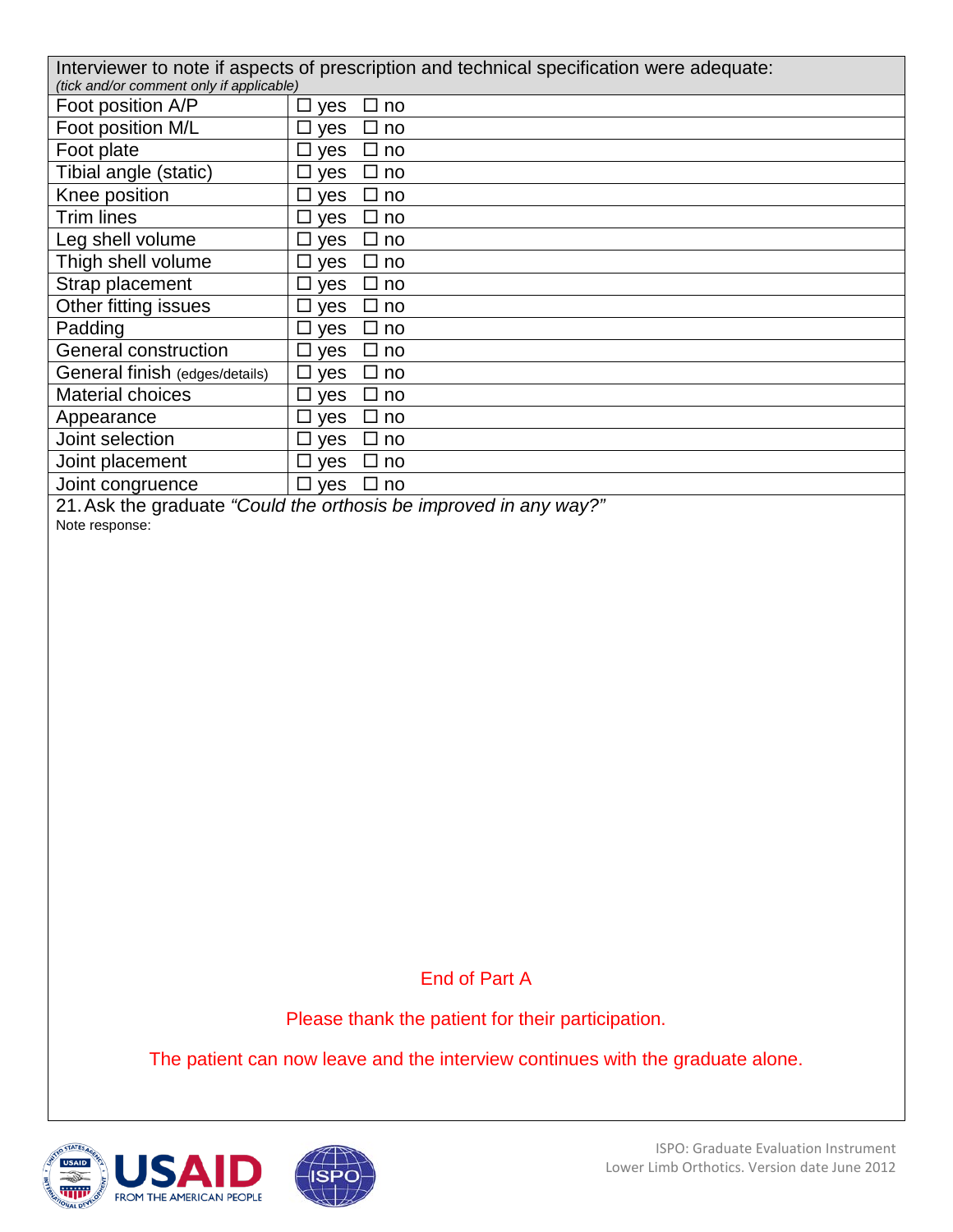| Interviewer to note if aspects of prescription and technical specification were adequate: *(tick and/or comment only if applicable)* | |
|---|---|
| Foot position A/P | ☐ yes ☐ no |
| Foot position M/L | ☐ yes ☐ no |
| Foot plate | ☐ yes ☐ no |
| Tibial angle (static) | ☐ yes ☐ no |
| Knee position | ☐ yes ☐ no |
| Trim lines | ☐ yes ☐ no |
| Leg shell volume | ☐ yes ☐ no |
| Thigh shell volume | ☐ yes ☐ no |
| Strap placement | ☐ yes ☐ no |
| Other fitting issues | ☐ yes ☐ no |
| Padding | ☐ yes ☐ no |
| General construction | ☐ yes ☐ no |
| General finish (edges/details) | ☐ yes ☐ no |
| Material choices | ☐ yes ☐ no |
| Appearance | ☐ yes ☐ no |
| Joint selection | ☐ yes ☐ no |
| Joint placement | ☐ yes ☐ no |
| Joint congruence | ☐ yes ☐ no |

21. Ask the graduate *"Could the orthosis be improved in any way?"*

Note response:

End of Part A

Please thank the patient for their participation.

The patient can now leave and the interview continues with the graduate alone.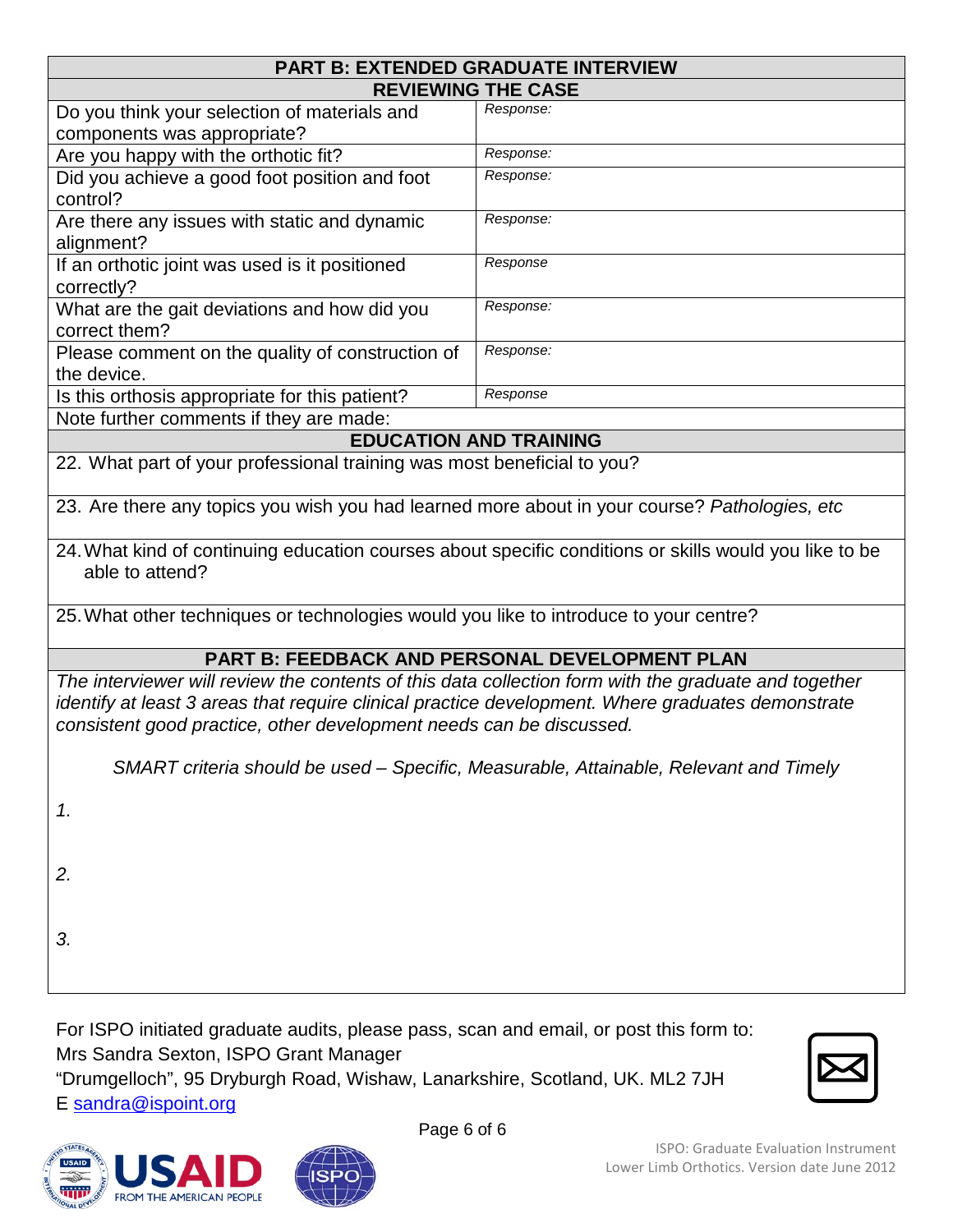## PART B: EXTENDED GRADUATE INTERVIEW

### REVIEWING THE CASE

| Question | Response |
|---|---|
| Do you think your selection of materials and components was appropriate? | *Response:* |
| Are you happy with the orthotic fit? | *Response:* |
| Did you achieve a good foot position and foot control? | *Response:* |
| Are there any issues with static and dynamic alignment? | *Response:* |
| If an orthotic joint was used is it positioned correctly? | *Response* |
| What are the gait deviations and how did you correct them? | *Response:* |
| Please comment on the quality of construction of the device. | *Response:* |
| Is this orthosis appropriate for this patient? | *Response* |

Note further comments if they are made:

### EDUCATION AND TRAINING

22. What part of your professional training was most beneficial to you?

23. Are there any topics you wish you had learned more about in your course? *Pathologies, etc*

24. What kind of continuing education courses about specific conditions or skills would you like to be able to attend?

25. What other techniques or technologies would you like to introduce to your centre?

## PART B: FEEDBACK AND PERSONAL DEVELOPMENT PLAN

*The interviewer will review the contents of this data collection form with the graduate and together identify at least 3 areas that require clinical practice development. Where graduates demonstrate consistent good practice, other development needs can be discussed.*

*SMART criteria should be used – Specific, Measurable, Attainable, Relevant and Timely*

*1.*

*2.*

*3.*

For ISPO initiated graduate audits, please pass, scan and email, or post this form to:
Mrs Sandra Sexton, ISPO Grant Manager
"Drumgelloch", 95 Dryburgh Road, Wishaw, Lanarkshire, Scotland, UK. ML2 7JH
E sandra@ispoint.org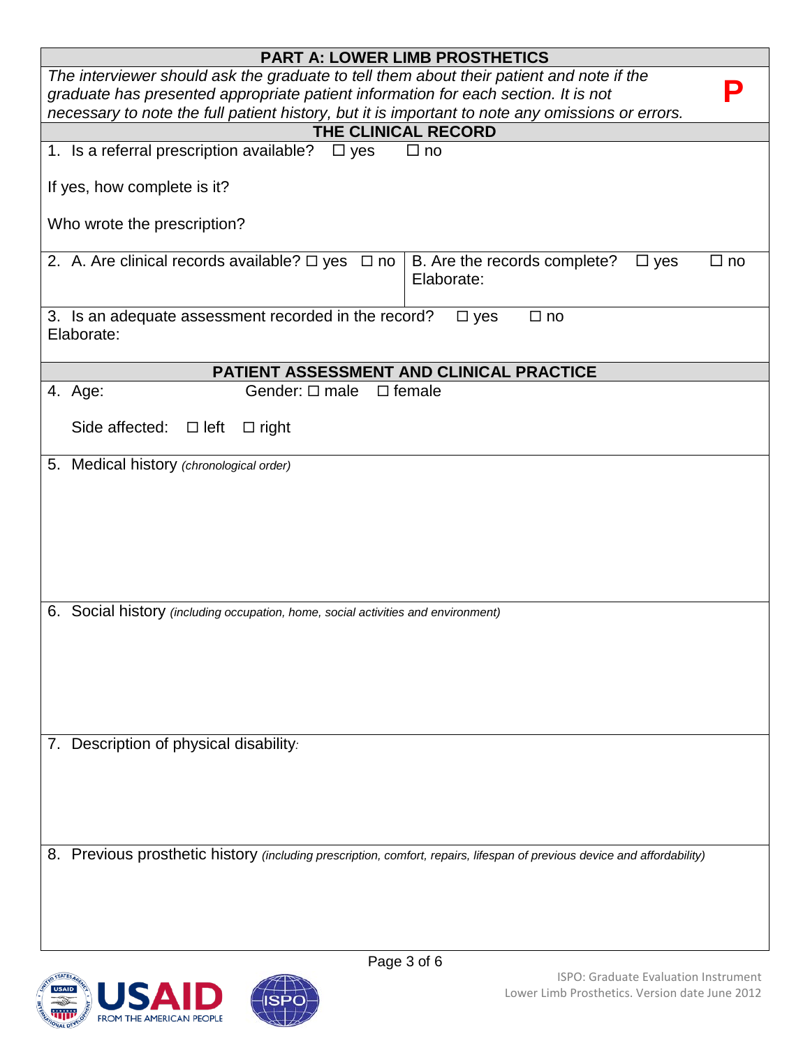## PART A: LOWER LIMB PROSTHETICS

*The interviewer should ask the graduate to tell them about their patient and note if the graduate has presented appropriate patient information for each section. It is not necessary to note the full patient history, but it is important to note any omissions or errors.*

**P**

### THE CLINICAL RECORD

1. Is a referral prescription available? ☐ yes ☐ no

   If yes, how complete is it?

   Who wrote the prescription?

2. A. Are clinical records available? ☐ yes ☐ no

   B. Are the records complete? ☐ yes ☐ no
   Elaborate:

3. Is an adequate assessment recorded in the record? ☐ yes ☐ no
   Elaborate:

### PATIENT ASSESSMENT AND CLINICAL PRACTICE

4. Age: Gender: ☐ male ☐ female

   Side affected: ☐ left ☐ right

5. Medical history *(chronological order)*

6. Social history *(including occupation, home, social activities and environment)*

7. Description of physical disability:

8. Previous prosthetic history *(including prescription, comfort, repairs, lifespan of previous device and affordability)*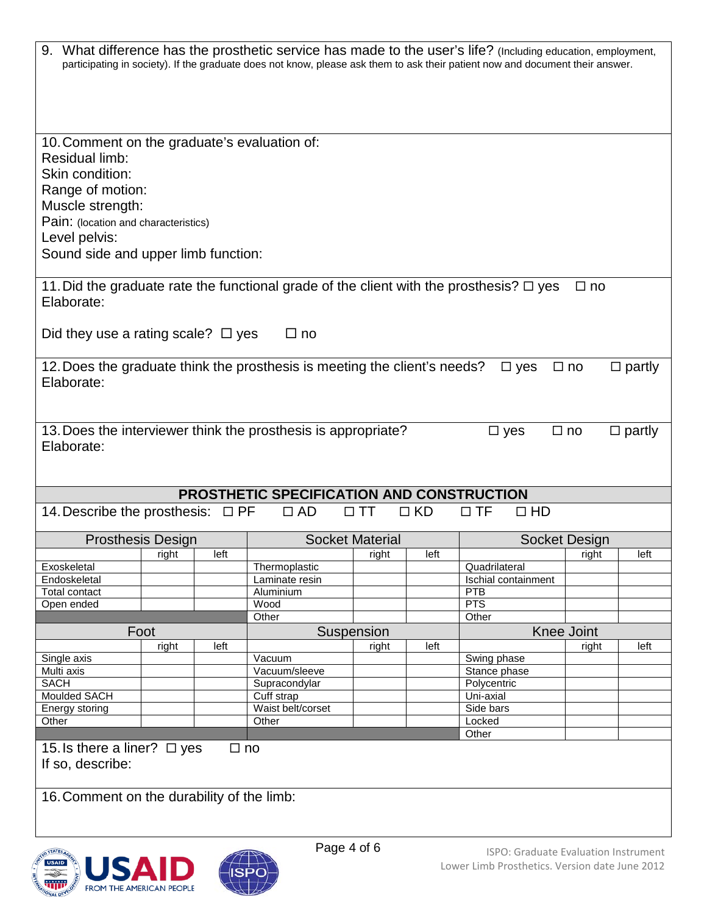9. What difference has the prosthetic service has made to the user's life? (Including education, employment, participating in society). If the graduate does not know, please ask them to ask their patient now and document their answer.

10. Comment on the graduate's evaluation of:
Residual limb:
Skin condition:
Range of motion:
Muscle strength:
Pain: (location and characteristics)
Level pelvis:
Sound side and upper limb function:

11. Did the graduate rate the functional grade of the client with the prosthesis? ☐ yes ☐ no
Elaborate:

Did they use a rating scale? ☐ yes ☐ no

12. Does the graduate think the prosthesis is meeting the client's needs? ☐ yes ☐ no ☐ partly
Elaborate:

13. Does the interviewer think the prosthesis is appropriate? ☐ yes ☐ no ☐ partly
Elaborate:

## PROSTHETIC SPECIFICATION AND CONSTRUCTION

14. Describe the prosthesis: ☐ PF ☐ AD ☐ TT ☐ KD ☐ TF ☐ HD

| Prosthesis Design | | | Socket Material | | | Socket Design | | |
|---|---|---|---|---|---|---|---|---|
| | right | left | | right | left | | right | left |
| Exoskeletal | | | Thermoplastic | | | Quadrilateral | | |
| Endoskeletal | | | Laminate resin | | | Ischial containment | | |
| Total contact | | | Aluminium | | | PTB | | |
| Open ended | | | Wood | | | PTS | | |
| | | | Other | | | Other | | |
| **Foot** | | | **Suspension** | | | **Knee Joint** | | |
| | right | left | | right | left | | right | left |
| Single axis | | | Vacuum | | | Swing phase | | |
| Multi axis | | | Vacuum/sleeve | | | Stance phase | | |
| SACH | | | Supracondylar | | | Polycentric | | |
| Moulded SACH | | | Cuff strap | | | Uni-axial | | |
| Energy storing | | | Waist belt/corset | | | Side bars | | |
| Other | | | Other | | | Locked | | |
| | | | | | | Other | | |

15. Is there a liner? ☐ yes ☐ no
If so, describe:

16. Comment on the durability of the limb: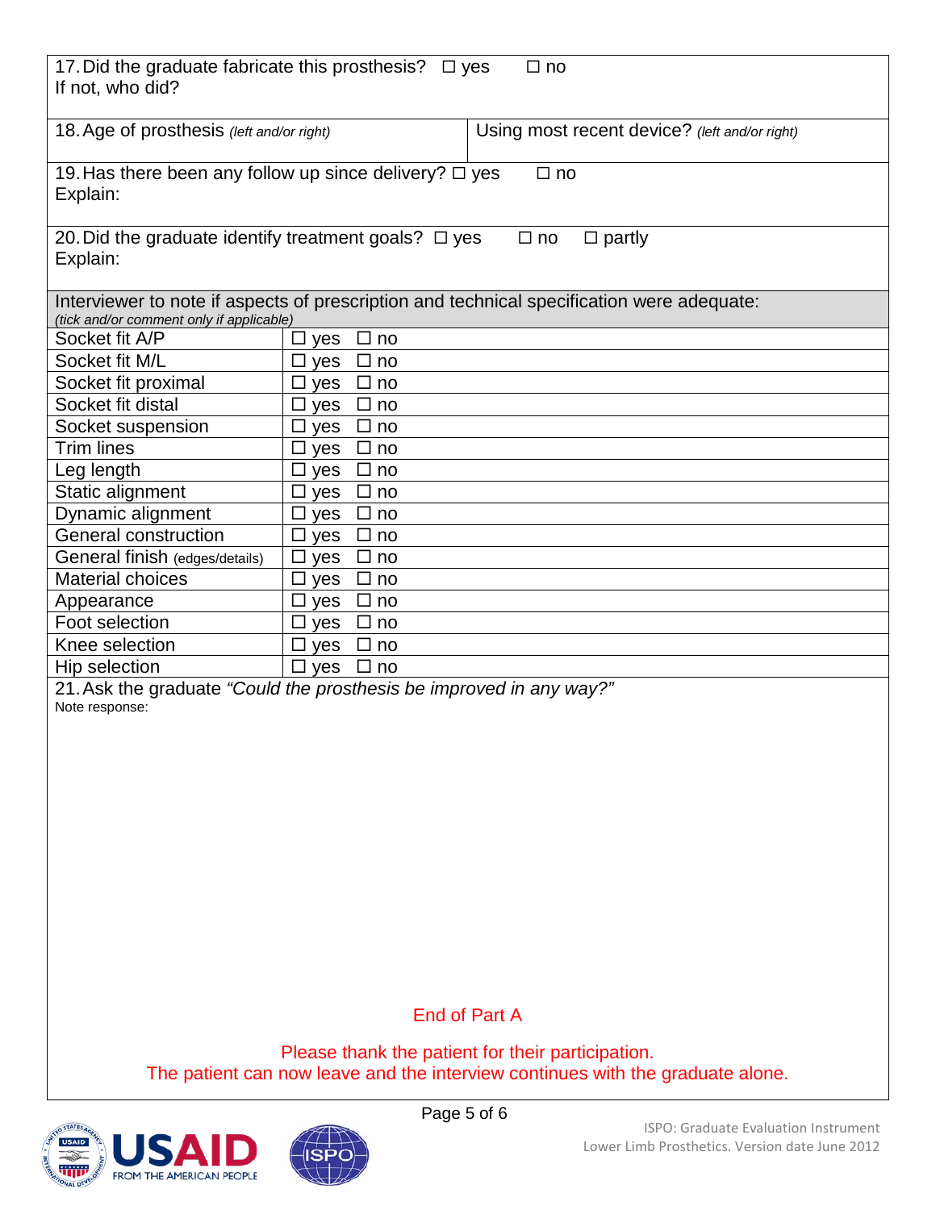17. Did the graduate fabricate this prosthesis? ☐ yes ☐ no
If not, who did?

| 18. Age of prosthesis *(left and/or right)* | Using most recent device? *(left and/or right)* |
|---|---|

19. Has there been any follow up since delivery? ☐ yes ☐ no
Explain:

20. Did the graduate identify treatment goals? ☐ yes ☐ no ☐ partly
Explain:

Interviewer to note if aspects of prescription and technical specification were adequate:
*(tick and/or comment only if applicable)*

| Aspect | Adequate | |
|---|---|---|
| Socket fit A/P | ☐ yes ☐ no | |
| Socket fit M/L | ☐ yes ☐ no | |
| Socket fit proximal | ☐ yes ☐ no | |
| Socket fit distal | ☐ yes ☐ no | |
| Socket suspension | ☐ yes ☐ no | |
| Trim lines | ☐ yes ☐ no | |
| Leg length | ☐ yes ☐ no | |
| Static alignment | ☐ yes ☐ no | |
| Dynamic alignment | ☐ yes ☐ no | |
| General construction | ☐ yes ☐ no | |
| General finish (edges/details) | ☐ yes ☐ no | |
| Material choices | ☐ yes ☐ no | |
| Appearance | ☐ yes ☐ no | |
| Foot selection | ☐ yes ☐ no | |
| Knee selection | ☐ yes ☐ no | |
| Hip selection | ☐ yes ☐ no | |

21. Ask the graduate *"Could the prosthesis be improved in any way?"*
Note response:

End of Part A

Please thank the patient for their participation.
The patient can now leave and the interview continues with the graduate alone.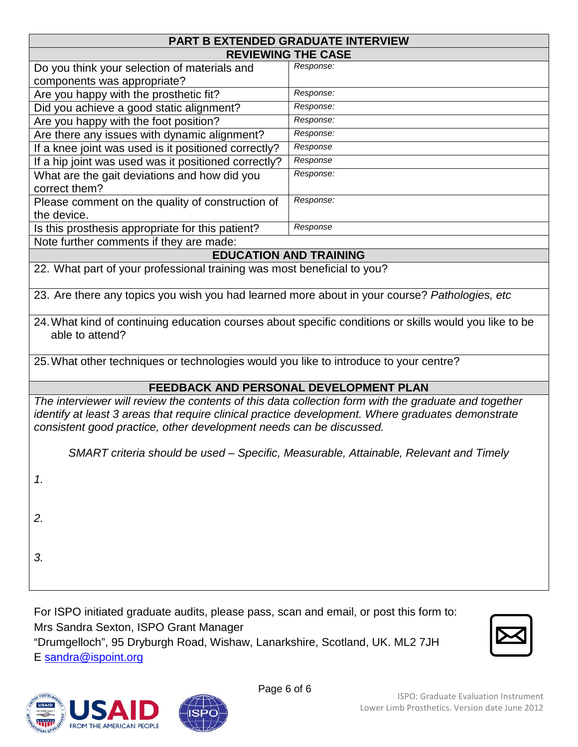## PART B EXTENDED GRADUATE INTERVIEW

### REVIEWING THE CASE

| Question | Response |
| --- | --- |
| Do you think your selection of materials and components was appropriate? | *Response:* |
| Are you happy with the prosthetic fit? | *Response:* |
| Did you achieve a good static alignment? | *Response:* |
| Are you happy with the foot position? | *Response:* |
| Are there any issues with dynamic alignment? | *Response:* |
| If a knee joint was used is it positioned correctly? | *Response* |
| If a hip joint was used was it positioned correctly? | *Response* |
| What are the gait deviations and how did you correct them? | *Response:* |
| Please comment on the quality of construction of the device. | *Response:* |
| Is this prosthesis appropriate for this patient? | *Response* |

Note further comments if they are made:

### EDUCATION AND TRAINING

22. What part of your professional training was most beneficial to you?

23. Are there any topics you wish you had learned more about in your course? *Pathologies, etc*

24. What kind of continuing education courses about specific conditions or skills would you like to be able to attend?

25. What other techniques or technologies would you like to introduce to your centre?

### FEEDBACK AND PERSONAL DEVELOPMENT PLAN

*The interviewer will review the contents of this data collection form with the graduate and together identify at least 3 areas that require clinical practice development. Where graduates demonstrate consistent good practice, other development needs can be discussed.*

*SMART criteria should be used – Specific, Measurable, Attainable, Relevant and Timely*

*1.*

*2.*

*3.*

For ISPO initiated graduate audits, please pass, scan and email, or post this form to:
Mrs Sandra Sexton, ISPO Grant Manager
"Drumgelloch", 95 Dryburgh Road, Wishaw, Lanarkshire, Scotland, UK. ML2 7JH
E sandra@ispoint.org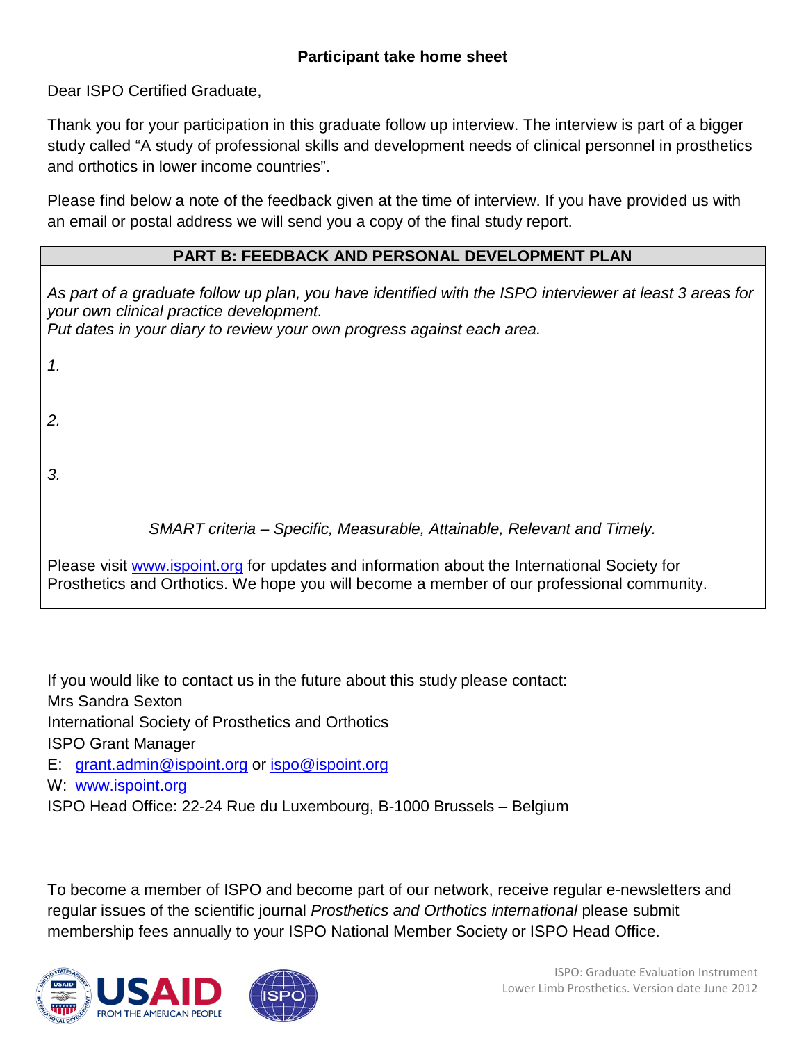## Participant take home sheet

Dear ISPO Certified Graduate,

Thank you for your participation in this graduate follow up interview. The interview is part of a bigger study called "A study of professional skills and development needs of clinical personnel in prosthetics and orthotics in lower income countries".

Please find below a note of the feedback given at the time of interview. If you have provided us with an email or postal address we will send you a copy of the final study report.

| PART B: FEEDBACK AND PERSONAL DEVELOPMENT PLAN |
|---|
| *As part of a graduate follow up plan, you have identified with the ISPO interviewer at least 3 areas for your own clinical practice development.*<br>*Put dates in your diary to review your own progress against each area.*<br><br>*1.*<br><br>*2.*<br><br>*3.*<br><br>*SMART criteria – Specific, Measurable, Attainable, Relevant and Timely.*<br><br>Please visit www.ispoint.org for updates and information about the International Society for Prosthetics and Orthotics. We hope you will become a member of our professional community. |

If you would like to contact us in the future about this study please contact:
Mrs Sandra Sexton
International Society of Prosthetics and Orthotics
ISPO Grant Manager
E: grant.admin@ispoint.org or ispo@ispoint.org
W: www.ispoint.org
ISPO Head Office: 22-24 Rue du Luxembourg, B-1000 Brussels – Belgium

To become a member of ISPO and become part of our network, receive regular e-newsletters and regular issues of the scientific journal *Prosthetics and Orthotics international* please submit membership fees annually to your ISPO National Member Society or ISPO Head Office.

USAID FROM THE AMERICAN PEOPLE

ISPO: Graduate Evaluation Instrument
Lower Limb Prosthetics. Version date June 2012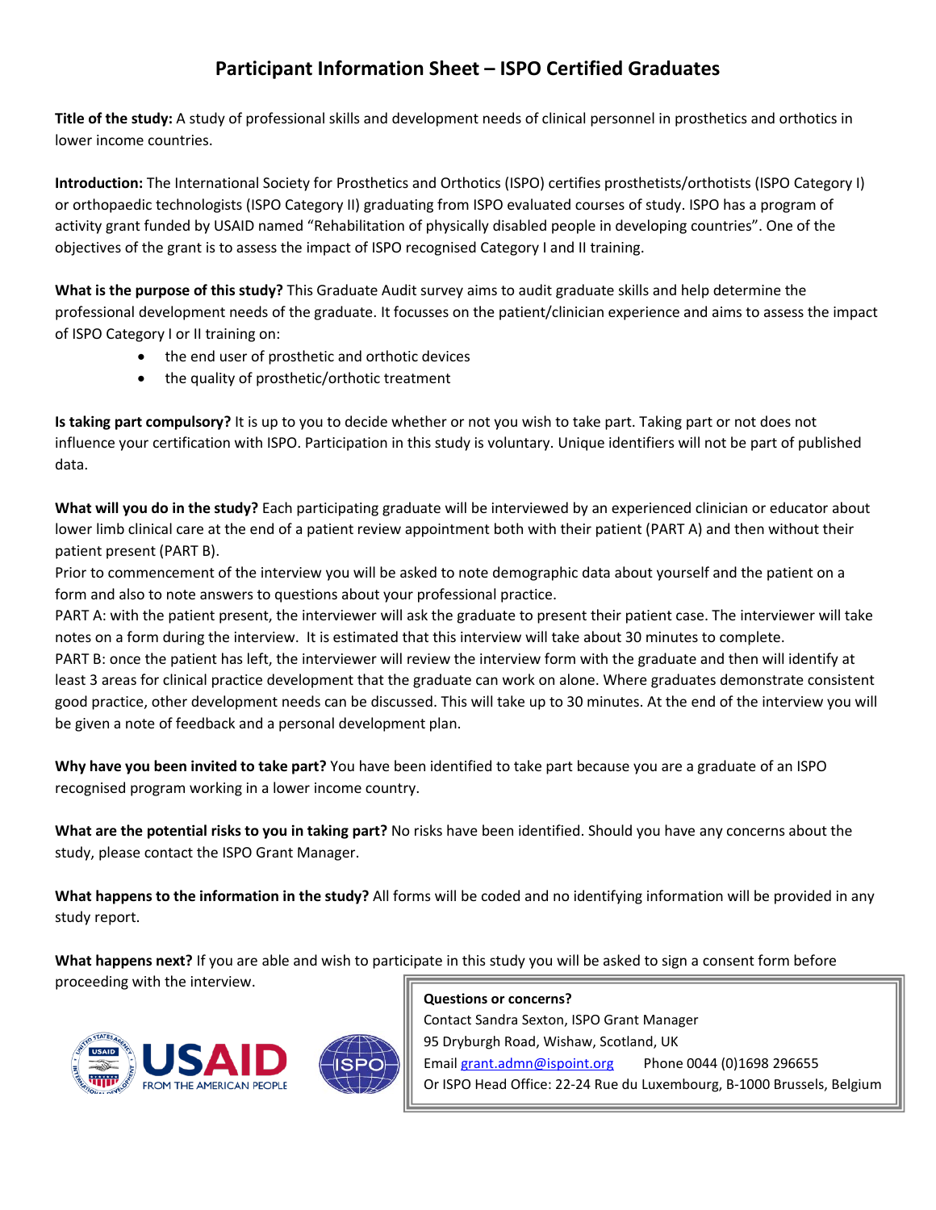# Participant Information Sheet – ISPO Certified Graduates

**Title of the study:** A study of professional skills and development needs of clinical personnel in prosthetics and orthotics in lower income countries.

**Introduction:** The International Society for Prosthetics and Orthotics (ISPO) certifies prosthetists/orthotists (ISPO Category I) or orthopaedic technologists (ISPO Category II) graduating from ISPO evaluated courses of study. ISPO has a program of activity grant funded by USAID named "Rehabilitation of physically disabled people in developing countries". One of the objectives of the grant is to assess the impact of ISPO recognised Category I and II training.

**What is the purpose of this study?** This Graduate Audit survey aims to audit graduate skills and help determine the professional development needs of the graduate. It focusses on the patient/clinician experience and aims to assess the impact of ISPO Category I or II training on:

- the end user of prosthetic and orthotic devices
- the quality of prosthetic/orthotic treatment

**Is taking part compulsory?** It is up to you to decide whether or not you wish to take part. Taking part or not does not influence your certification with ISPO. Participation in this study is voluntary. Unique identifiers will not be part of published data.

**What will you do in the study?** Each participating graduate will be interviewed by an experienced clinician or educator about lower limb clinical care at the end of a patient review appointment both with their patient (PART A) and then without their patient present (PART B).

Prior to commencement of the interview you will be asked to note demographic data about yourself and the patient on a form and also to note answers to questions about your professional practice.

PART A: with the patient present, the interviewer will ask the graduate to present their patient case. The interviewer will take notes on a form during the interview. It is estimated that this interview will take about 30 minutes to complete.

PART B: once the patient has left, the interviewer will review the interview form with the graduate and then will identify at least 3 areas for clinical practice development that the graduate can work on alone. Where graduates demonstrate consistent good practice, other development needs can be discussed. This will take up to 30 minutes. At the end of the interview you will be given a note of feedback and a personal development plan.

**Why have you been invited to take part?** You have been identified to take part because you are a graduate of an ISPO recognised program working in a lower income country.

**What are the potential risks to you in taking part?** No risks have been identified. Should you have any concerns about the study, please contact the ISPO Grant Manager.

**What happens to the information in the study?** All forms will be coded and no identifying information will be provided in any study report.

**What happens next?** If you are able and wish to participate in this study you will be asked to sign a consent form before proceeding with the interview.

**Questions or concerns?**
Contact Sandra Sexton, ISPO Grant Manager
95 Dryburgh Road, Wishaw, Scotland, UK
Email grant.admn@ispoint.org Phone 0044 (0)1698 296655
Or ISPO Head Office: 22-24 Rue du Luxembourg, B-1000 Brussels, Belgium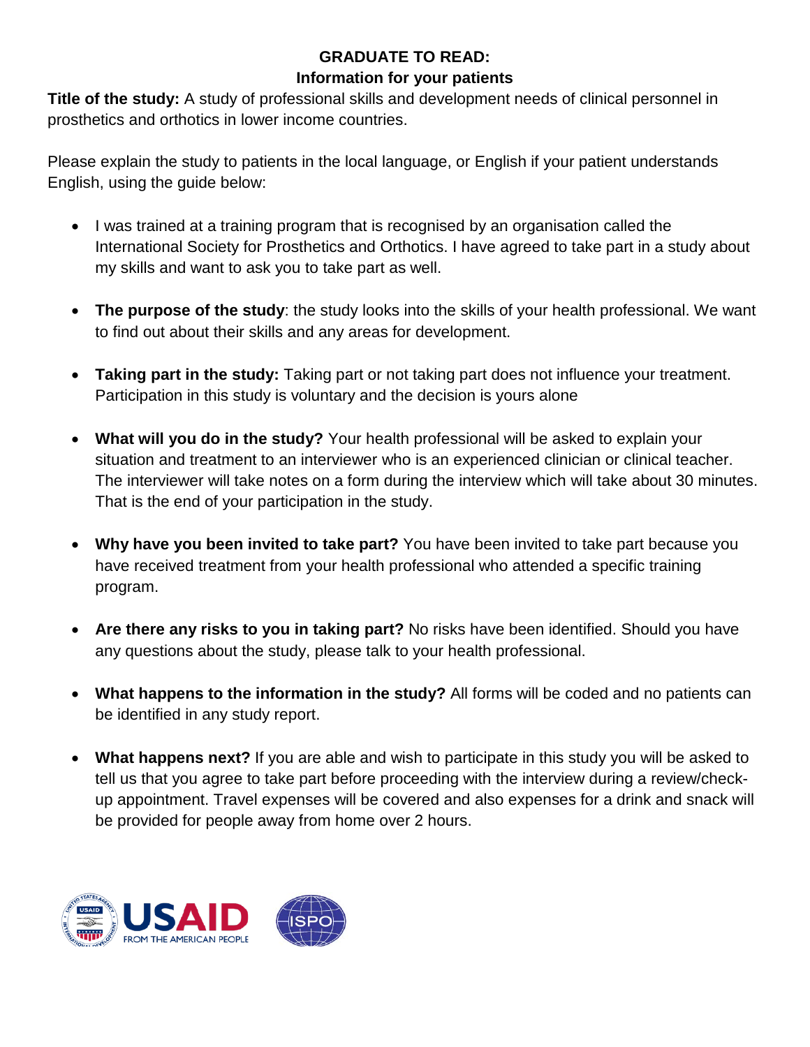**GRADUATE TO READ:**
**Information for your patients**

**Title of the study:** A study of professional skills and development needs of clinical personnel in prosthetics and orthotics in lower income countries.

Please explain the study to patients in the local language, or English if your patient understands English, using the guide below:

- I was trained at a training program that is recognised by an organisation called the International Society for Prosthetics and Orthotics. I have agreed to take part in a study about my skills and want to ask you to take part as well.
- **The purpose of the study**: the study looks into the skills of your health professional. We want to find out about their skills and any areas for development.
- **Taking part in the study:** Taking part or not taking part does not influence your treatment. Participation in this study is voluntary and the decision is yours alone
- **What will you do in the study?** Your health professional will be asked to explain your situation and treatment to an interviewer who is an experienced clinician or clinical teacher. The interviewer will take notes on a form during the interview which will take about 30 minutes. That is the end of your participation in the study.
- **Why have you been invited to take part?** You have been invited to take part because you have received treatment from your health professional who attended a specific training program.
- **Are there any risks to you in taking part?** No risks have been identified. Should you have any questions about the study, please talk to your health professional.
- **What happens to the information in the study?** All forms will be coded and no patients can be identified in any study report.
- **What happens next?** If you are able and wish to participate in this study you will be asked to tell us that you agree to take part before proceeding with the interview during a review/check-up appointment. Travel expenses will be covered and also expenses for a drink and snack will be provided for people away from home over 2 hours.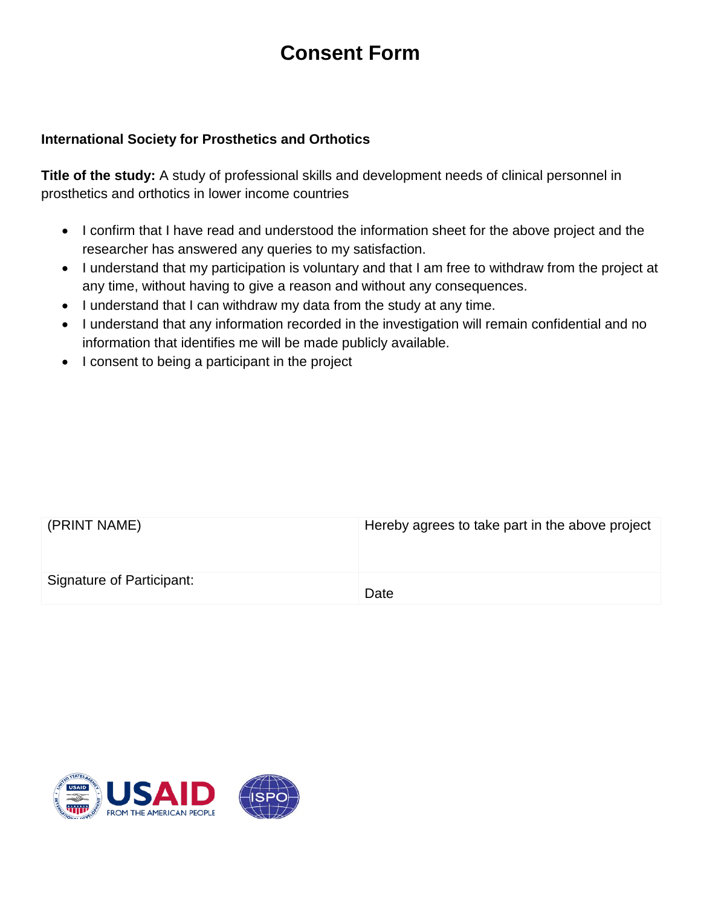# Consent Form

**International Society for Prosthetics and Orthotics**

**Title of the study:** A study of professional skills and development needs of clinical personnel in prosthetics and orthotics in lower income countries

- I confirm that I have read and understood the information sheet for the above project and the researcher has answered any queries to my satisfaction.
- I understand that my participation is voluntary and that I am free to withdraw from the project at any time, without having to give a reason and without any consequences.
- I understand that I can withdraw my data from the study at any time.
- I understand that any information recorded in the investigation will remain confidential and no information that identifies me will be made publicly available.
- I consent to being a participant in the project

| | |
|---|---|
| (PRINT NAME) | Hereby agrees to take part in the above project |
| Signature of Participant: | Date |